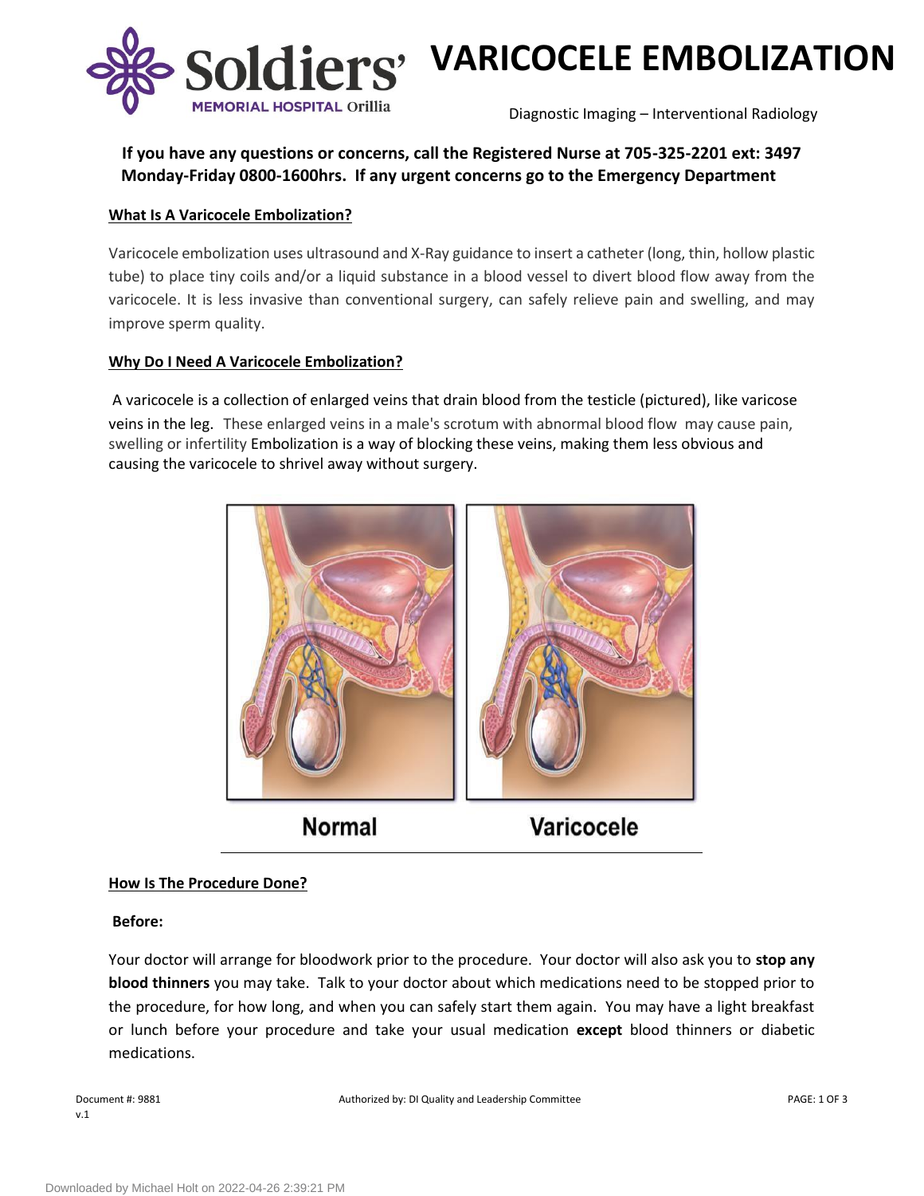# VARICOCELE EMBOLIZATION

Soldiers' Memorial Hospital Orillia

Diagnostic Imaging – Interventional Radiology

**If you have any questions or concerns, call the Registered Nurse at 705-325-2201 ext: 3497 Monday-Friday 0800-1600hrs. If any urgent concerns go to the Emergency Department**

## What Is A Varicocele Embolization?

Varicocele embolization uses ultrasound and X-Ray guidance to insert a catheter (long, thin, hollow plastic tube) to place tiny coils and/or a liquid substance in a blood vessel to divert blood flow away from the varicocele. It is less invasive than conventional surgery, can safely relieve pain and swelling, and may improve sperm quality.

## Why Do I Need A Varicocele Embolization?

A varicocele is a collection of enlarged veins that drain blood from the testicle (pictured), like varicose veins in the leg. These enlarged veins in a male's scrotum with abnormal blood flow may cause pain, swelling or infertility Embolization is a way of blocking these veins, making them less obvious and causing the varicocele to shrivel away without surgery.

Normal Varicocele

## How Is The Procedure Done?

**Before:**

Your doctor will arrange for bloodwork prior to the procedure. Your doctor will also ask you to **stop any blood thinners** you may take. Talk to your doctor about which medications need to be stopped prior to the procedure, for how long, and when you can safely start them again. You may have a light breakfast or lunch before your procedure and take your usual medication **except** blood thinners or diabetic medications.

Document #: 9881 v.1 Authorized by: DI Quality and Leadership Committee

Downloaded by Michael Holt on 2022-04-26 2:39:21 PM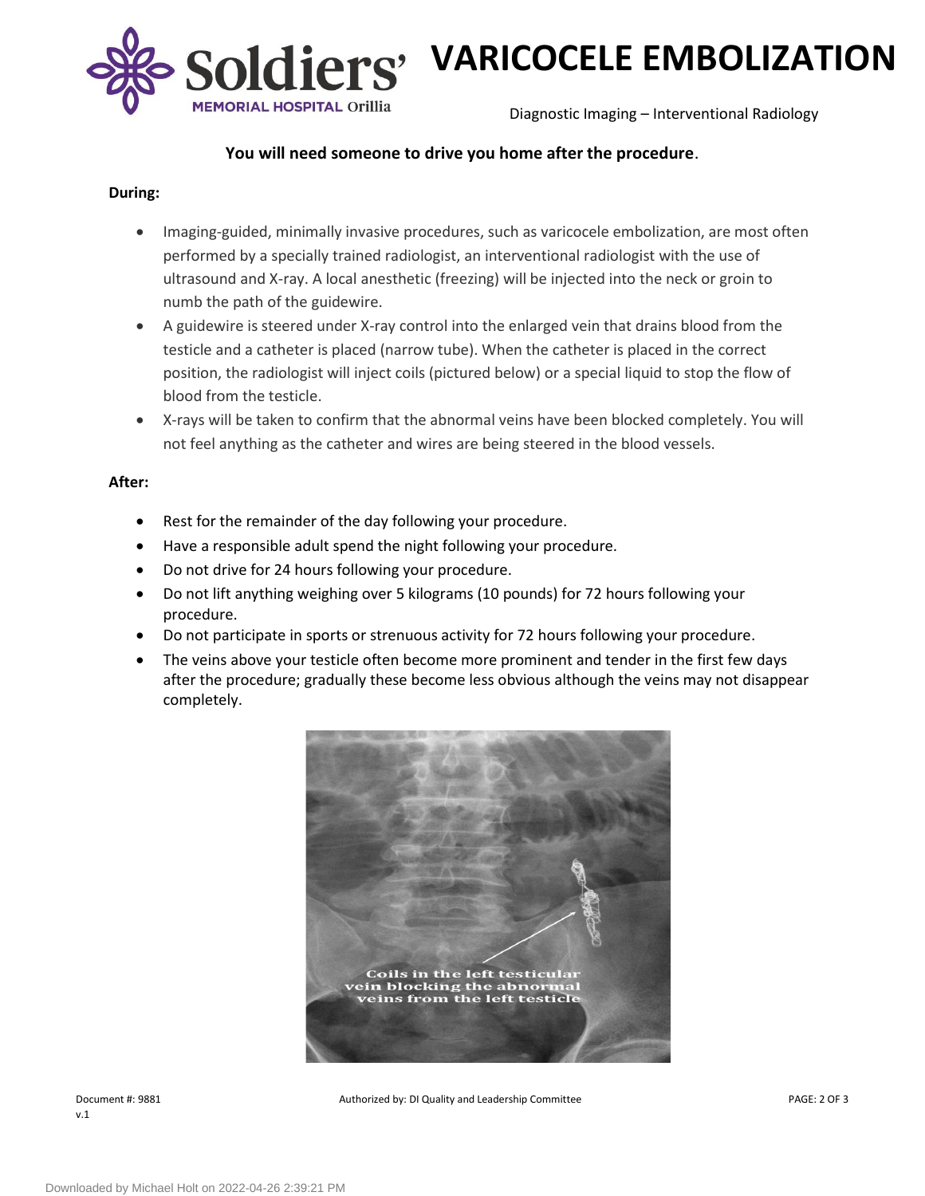**You will need someone to drive you home after the procedure**.

**During:**

- Imaging-guided, minimally invasive procedures, such as varicocele embolization, are most often performed by a specially trained radiologist, an interventional radiologist with the use of ultrasound and X-ray. A local anesthetic (freezing) will be injected into the neck or groin to numb the path of the guidewire.
- A guidewire is steered under X-ray control into the enlarged vein that drains blood from the testicle and a catheter is placed (narrow tube). When the catheter is placed in the correct position, the radiologist will inject coils (pictured below) or a special liquid to stop the flow of blood from the testicle.
- X-rays will be taken to confirm that the abnormal veins have been blocked completely. You will not feel anything as the catheter and wires are being steered in the blood vessels.

**After:**

- Rest for the remainder of the day following your procedure.
- Have a responsible adult spend the night following your procedure.
- Do not drive for 24 hours following your procedure.
- Do not lift anything weighing over 5 kilograms (10 pounds) for 72 hours following your procedure.
- Do not participate in sports or strenuous activity for 72 hours following your procedure.
- The veins above your testicle often become more prominent and tender in the first few days after the procedure; gradually these become less obvious although the veins may not disappear completely.

Coils in the left testicular vein blocking the abnormal veins from the left testicle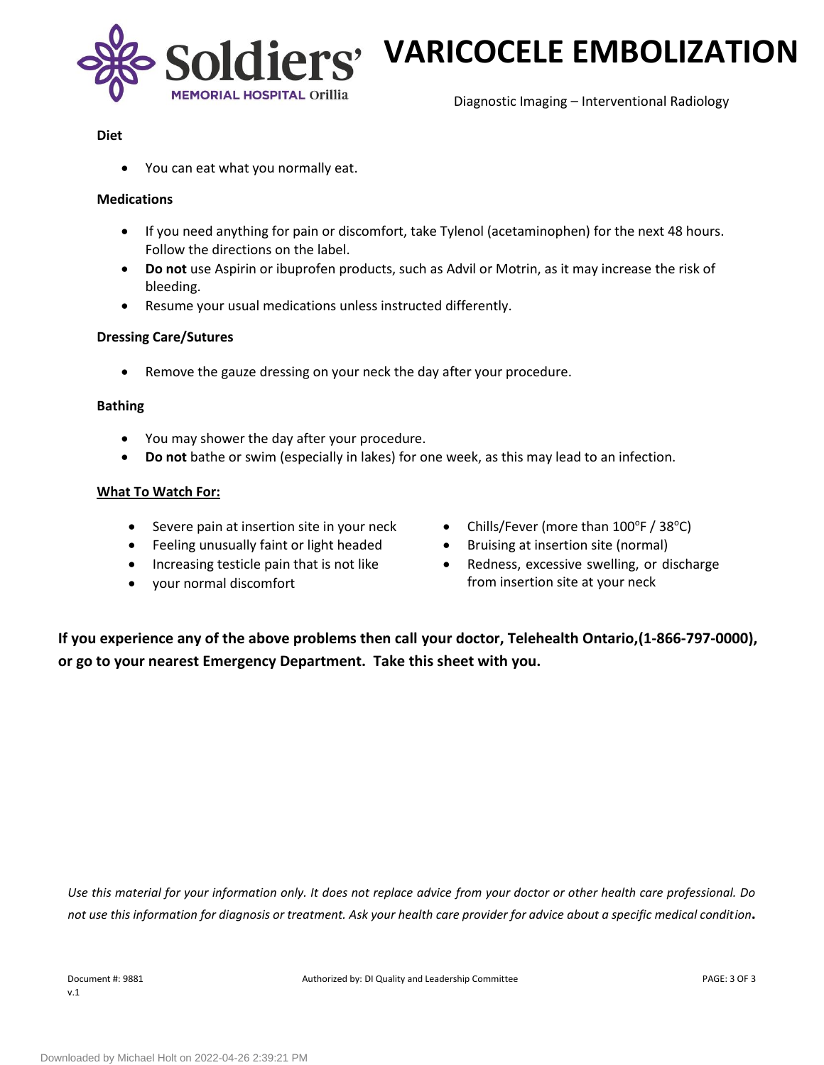## Diet

- You can eat what you normally eat.

## Medications

- If you need anything for pain or discomfort, take Tylenol (acetaminophen) for the next 48 hours. Follow the directions on the label.
- **Do not** use Aspirin or ibuprofen products, such as Advil or Motrin, as it may increase the risk of bleeding.
- Resume your usual medications unless instructed differently.

## Dressing Care/Sutures

- Remove the gauze dressing on your neck the day after your procedure.

## Bathing

- You may shower the day after your procedure.
- **Do not** bathe or swim (especially in lakes) for one week, as this may lead to an infection.

## What To Watch For:

- Severe pain at insertion site in your neck
- Feeling unusually faint or light headed
- Increasing testicle pain that is not like
- your normal discomfort
- Chills/Fever (more than 100°F / 38°C)
- Bruising at insertion site (normal)
- Redness, excessive swelling, or discharge from insertion site at your neck

**If you experience any of the above problems then call your doctor, Telehealth Ontario,(1-866-797-0000), or go to your nearest Emergency Department. Take this sheet with you.**

*Use this material for your information only. It does not replace advice from your doctor or other health care professional. Do not use this information for diagnosis or treatment. Ask your health care provider for advice about a specific medical condition.*